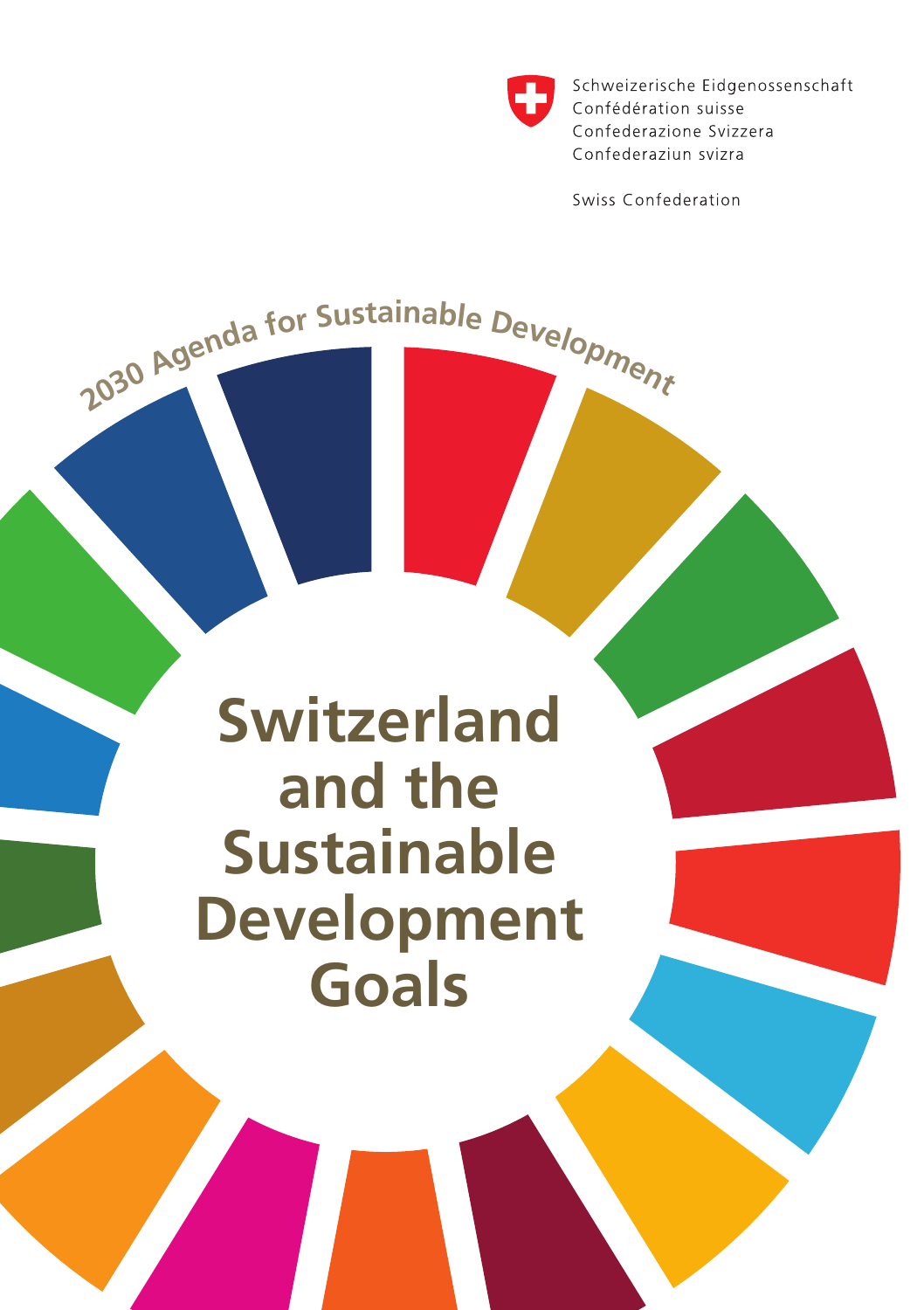Schweizerische Eidgenossenschaft
Confédération suisse
Confederazione Svizzera
Confederaziun svizra

Swiss Confederation

2030 Agenda for Sustainable Development

# Switzerland and the Sustainable Development Goals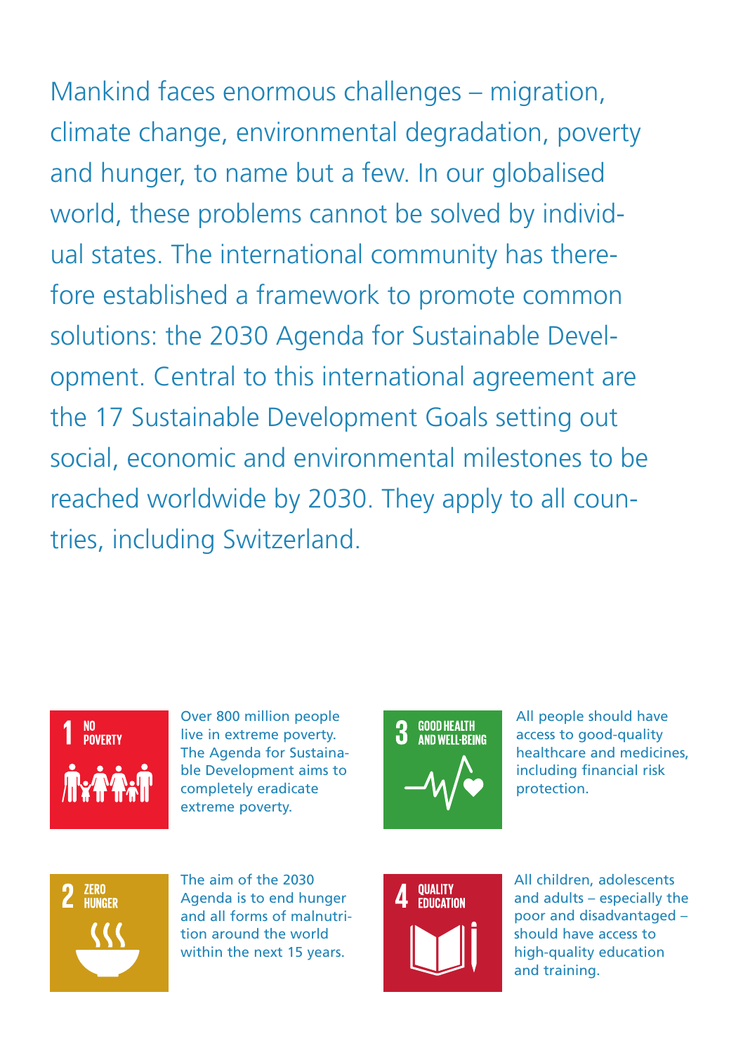Mankind faces enormous challenges – migration, climate change, environmental degradation, poverty and hunger, to name but a few. In our globalised world, these problems cannot be solved by individual states. The international community has therefore established a framework to promote common solutions: the 2030 Agenda for Sustainable Development. Central to this international agreement are the 17 Sustainable Development Goals setting out social, economic and environmental milestones to be reached worldwide by 2030. They apply to all countries, including Switzerland.

**1 NO POVERTY**

Over 800 million people live in extreme poverty. The Agenda for Sustainable Development aims to completely eradicate extreme poverty.

**2 ZERO HUNGER**

The aim of the 2030 Agenda is to end hunger and all forms of malnutrition around the world within the next 15 years.

**3 GOOD HEALTH AND WELL-BEING**

All people should have access to good-quality healthcare and medicines, including financial risk protection.

**4 QUALITY EDUCATION**

All children, adolescents and adults – especially the poor and disadvantaged – should have access to high-quality education and training.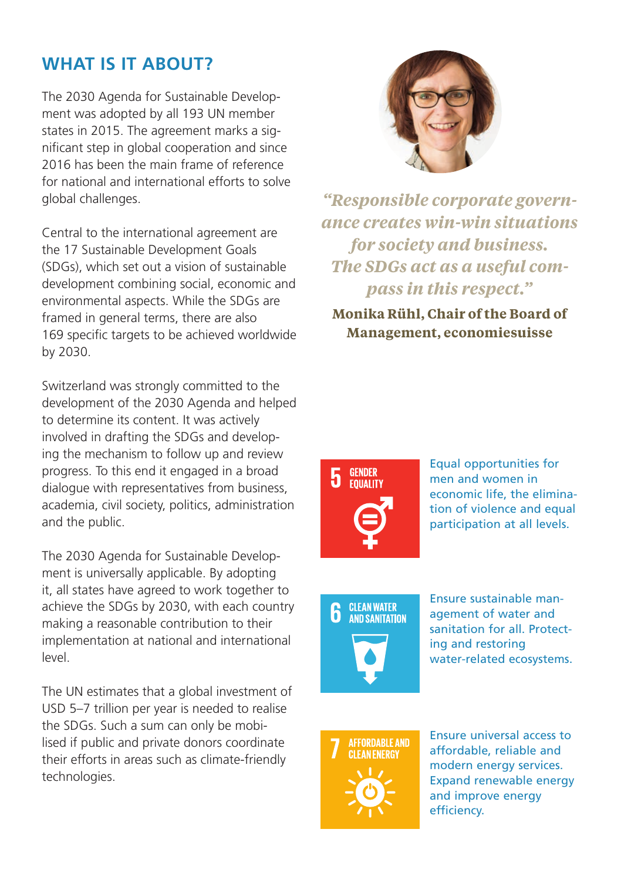## WHAT IS IT ABOUT?

The 2030 Agenda for Sustainable Development was adopted by all 193 UN member states in 2015. The agreement marks a significant step in global cooperation and since 2016 has been the main frame of reference for national and international efforts to solve global challenges.

Central to the international agreement are the 17 Sustainable Development Goals (SDGs), which set out a vision of sustainable development combining social, economic and environmental aspects. While the SDGs are framed in general terms, there are also 169 specific targets to be achieved worldwide by 2030.

Switzerland was strongly committed to the development of the 2030 Agenda and helped to determine its content. It was actively involved in drafting the SDGs and developing the mechanism to follow up and review progress. To this end it engaged in a broad dialogue with representatives from business, academia, civil society, politics, administration and the public.

The 2030 Agenda for Sustainable Development is universally applicable. By adopting it, all states have agreed to work together to achieve the SDGs by 2030, with each country making a reasonable contribution to their implementation at national and international level.

The UN estimates that a global investment of USD 5–7 trillion per year is needed to realise the SDGs. Such a sum can only be mobilised if public and private donors coordinate their efforts in areas such as climate-friendly technologies.

*"Responsible corporate governance creates win-win situations for society and business. The SDGs act as a useful compass in this respect."*

**Monika Rühl, Chair of the Board of Management, economiesuisse**

**5 GENDER EQUALITY**

Equal opportunities for men and women in economic life, the elimination of violence and equal participation at all levels.

**6 CLEAN WATER AND SANITATION**

Ensure sustainable management of water and sanitation for all. Protecting and restoring water-related ecosystems.

**7 AFFORDABLE AND CLEAN ENERGY**

Ensure universal access to affordable, reliable and modern energy services. Expand renewable energy and improve energy efficiency.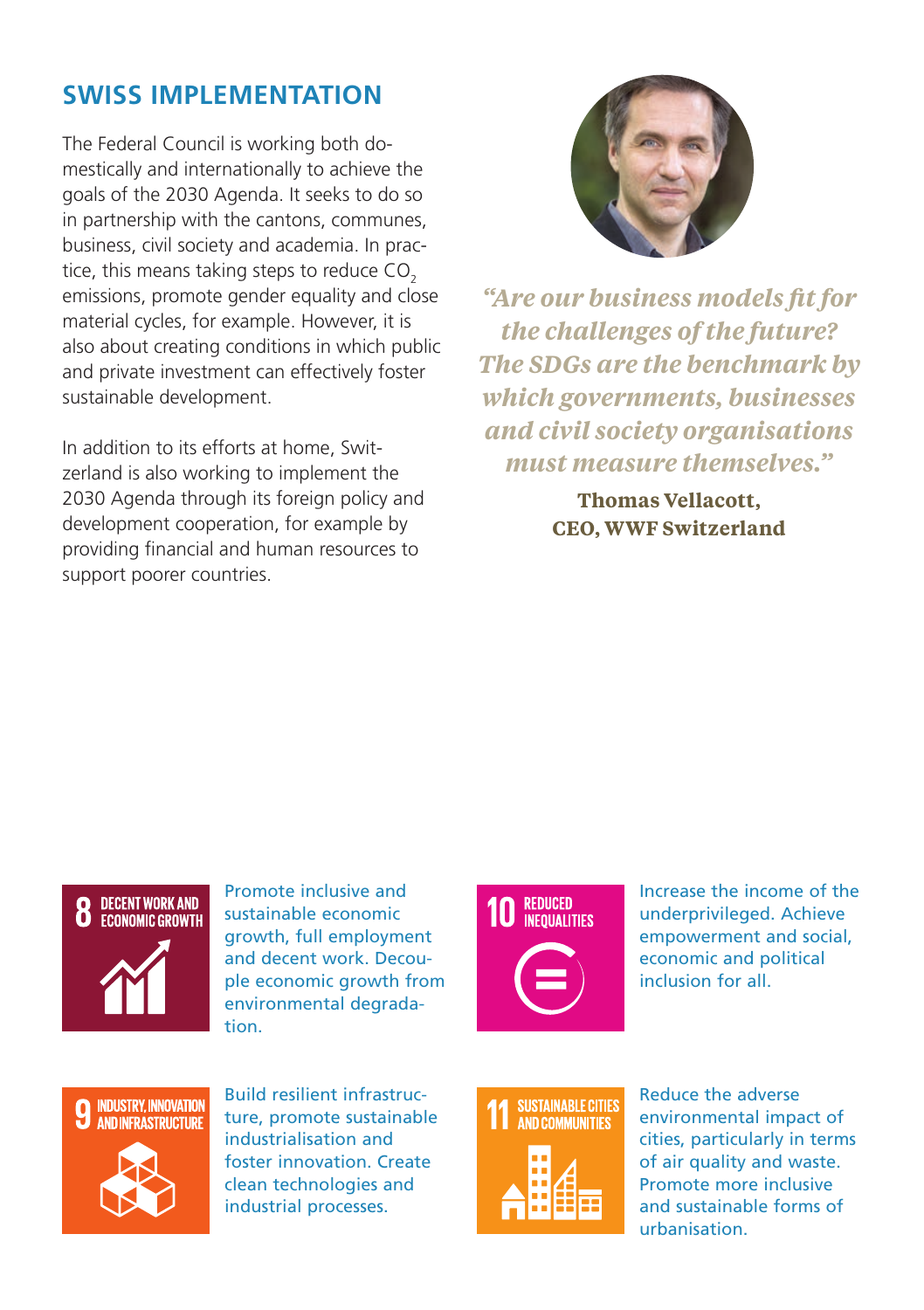## SWISS IMPLEMENTATION

The Federal Council is working both domestically and internationally to achieve the goals of the 2030 Agenda. It seeks to do so in partnership with the cantons, communes, business, civil society and academia. In practice, this means taking steps to reduce $CO_2$ emissions, promote gender equality and close material cycles, for example. However, it is also about creating conditions in which public and private investment can effectively foster sustainable development.

In addition to its efforts at home, Switzerland is also working to implement the 2030 Agenda through its foreign policy and development cooperation, for example by providing financial and human resources to support poorer countries.

*"Are our business models fit for the challenges of the future? The SDGs are the benchmark by which governments, businesses and civil society organisations must measure themselves."*

**Thomas Vellacott, CEO, WWF Switzerland**

**8 DECENT WORK AND ECONOMIC GROWTH**

Promote inclusive and sustainable economic growth, full employment and decent work. Decouple economic growth from environmental degradation.

**9 INDUSTRY, INNOVATION AND INFRASTRUCTURE**

Build resilient infrastructure, promote sustainable industrialisation and foster innovation. Create clean technologies and industrial processes.

**10 REDUCED INEQUALITIES**

Increase the income of the underprivileged. Achieve empowerment and social, economic and political inclusion for all.

**11 SUSTAINABLE CITIES AND COMMUNITIES**

Reduce the adverse environmental impact of cities, particularly in terms of air quality and waste. Promote more inclusive and sustainable forms of urbanisation.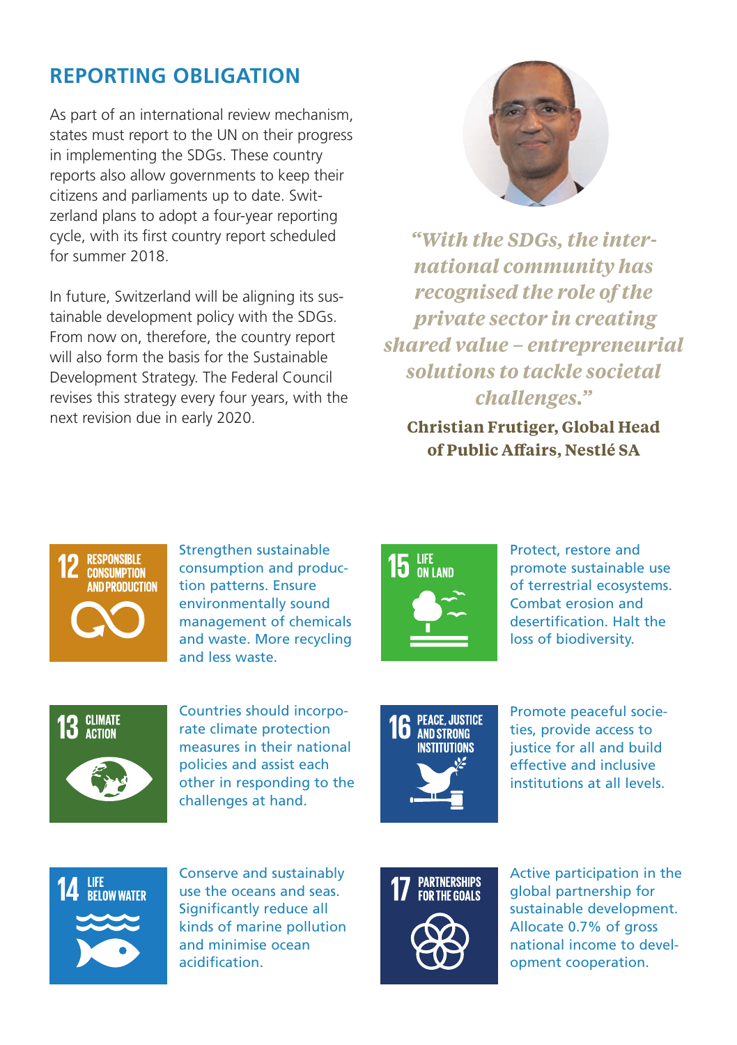## REPORTING OBLIGATION

As part of an international review mechanism, states must report to the UN on their progress in implementing the SDGs. These country reports also allow governments to keep their citizens and parliaments up to date. Switzerland plans to adopt a four-year reporting cycle, with its first country report scheduled for summer 2018.

In future, Switzerland will be aligning its sustainable development policy with the SDGs. From now on, therefore, the country report will also form the basis for the Sustainable Development Strategy. The Federal Council revises this strategy every four years, with the next revision due in early 2020.

*"With the SDGs, the international community has recognised the role of the private sector in creating shared value – entrepreneurial solutions to tackle societal challenges."*

**Christian Frutiger, Global Head of Public Affairs, Nestlé SA**

**12 RESPONSIBLE CONSUMPTION AND PRODUCTION**

Strengthen sustainable consumption and production patterns. Ensure environmentally sound management of chemicals and waste. More recycling and less waste.

**13 CLIMATE ACTION**

Countries should incorporate climate protection measures in their national policies and assist each other in responding to the challenges at hand.

**14 LIFE BELOW WATER**

Conserve and sustainably use the oceans and seas. Significantly reduce all kinds of marine pollution and minimise ocean acidification.

**15 LIFE ON LAND**

Protect, restore and promote sustainable use of terrestrial ecosystems. Combat erosion and desertification. Halt the loss of biodiversity.

**16 PEACE, JUSTICE AND STRONG INSTITUTIONS**

Promote peaceful societies, provide access to justice for all and build effective and inclusive institutions at all levels.

**17 PARTNERSHIPS FOR THE GOALS**

Active participation in the global partnership for sustainable development. Allocate 0.7% of gross national income to development cooperation.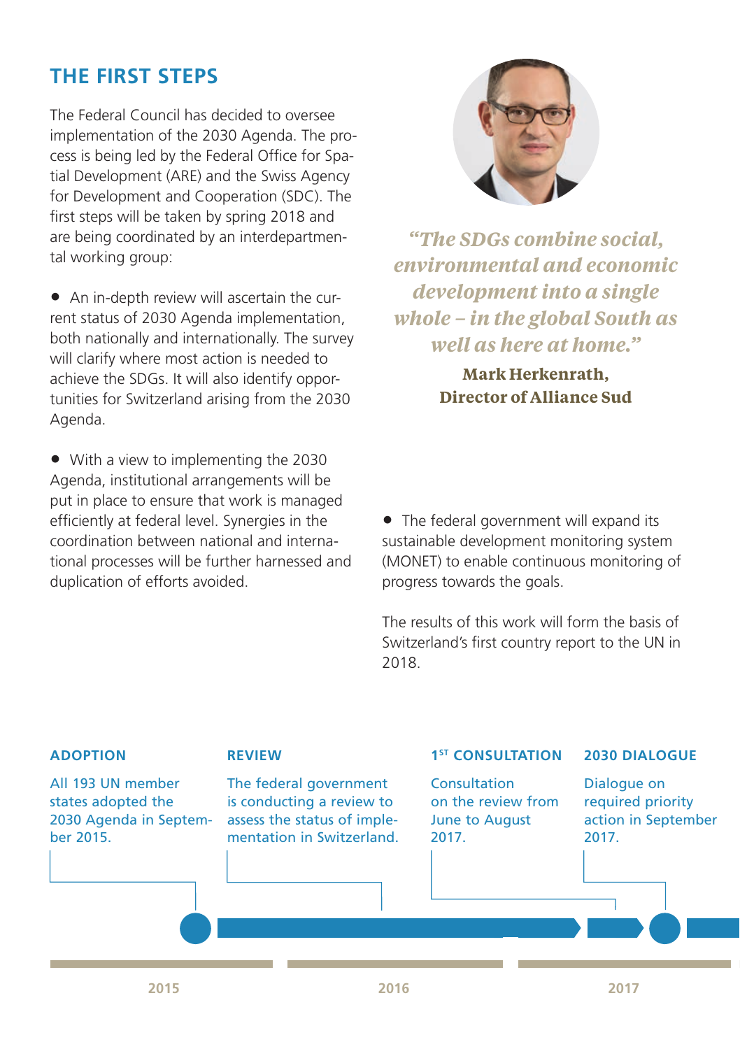## THE FIRST STEPS

The Federal Council has decided to oversee implementation of the 2030 Agenda. The process is being led by the Federal Office for Spatial Development (ARE) and the Swiss Agency for Development and Cooperation (SDC). The first steps will be taken by spring 2018 and are being coordinated by an interdepartmental working group:

- An in-depth review will ascertain the current status of 2030 Agenda implementation, both nationally and internationally. The survey will clarify where most action is needed to achieve the SDGs. It will also identify opportunities for Switzerland arising from the 2030 Agenda.
- With a view to implementing the 2030 Agenda, institutional arrangements will be put in place to ensure that work is managed efficiently at federal level. Synergies in the coordination between national and international processes will be further harnessed and duplication of efforts avoided.
- The federal government will expand its sustainable development monitoring system (MONET) to enable continuous monitoring of progress towards the goals.

The results of this work will form the basis of Switzerland's first country report to the UN in 2018.

*"The SDGs combine social, environmental and economic development into a single whole – in the global South as well as here at home."*

**Mark Herkenrath, Director of Alliance Sud**

**ADOPTION**
All 193 UN member states adopted the 2030 Agenda in September 2015.

**REVIEW**
The federal government is conducting a review to assess the status of implementation in Switzerland.

**1[ST] CONSULTATION**
Consultation on the review from June to August 2017.

**2030 DIALOGUE**
Dialogue on required priority action in September 2017.

2015 2016 2017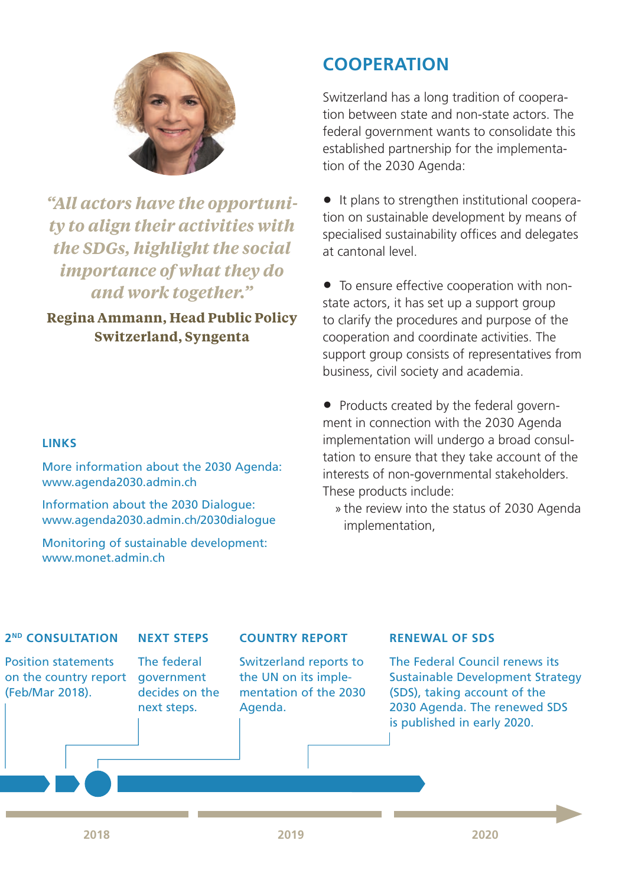*"All actors have the opportunity to align their activities with the SDGs, highlight the social importance of what they do and work together."*

**Regina Ammann, Head Public Policy Switzerland, Syngenta**

### LINKS

More information about the 2030 Agenda: www.agenda2030.admin.ch

Information about the 2030 Dialogue: www.agenda2030.admin.ch/2030dialogue

Monitoring of sustainable development: www.monet.admin.ch

## COOPERATION

Switzerland has a long tradition of cooperation between state and non-state actors. The federal government wants to consolidate this established partnership for the implementation of the 2030 Agenda:

- It plans to strengthen institutional cooperation on sustainable development by means of specialised sustainability offices and delegates at cantonal level.
- To ensure effective cooperation with non-state actors, it has set up a support group to clarify the procedures and purpose of the cooperation and coordinate activities. The support group consists of representatives from business, civil society and academia.
- Products created by the federal government in connection with the 2030 Agenda implementation will undergo a broad consultation to ensure that they take account of the interests of non-governmental stakeholders. These products include:
  - » the review into the status of 2030 Agenda implementation,

**2ND CONSULTATION**
Position statements on the country report (Feb/Mar 2018).

**NEXT STEPS**
The federal government decides on the next steps.

**COUNTRY REPORT**
Switzerland reports to the UN on its implementation of the 2030 Agenda.

**RENEWAL OF SDS**
The Federal Council renews its Sustainable Development Strategy (SDS), taking account of the 2030 Agenda. The renewed SDS is published in early 2020.

2018 — 2019 — 2020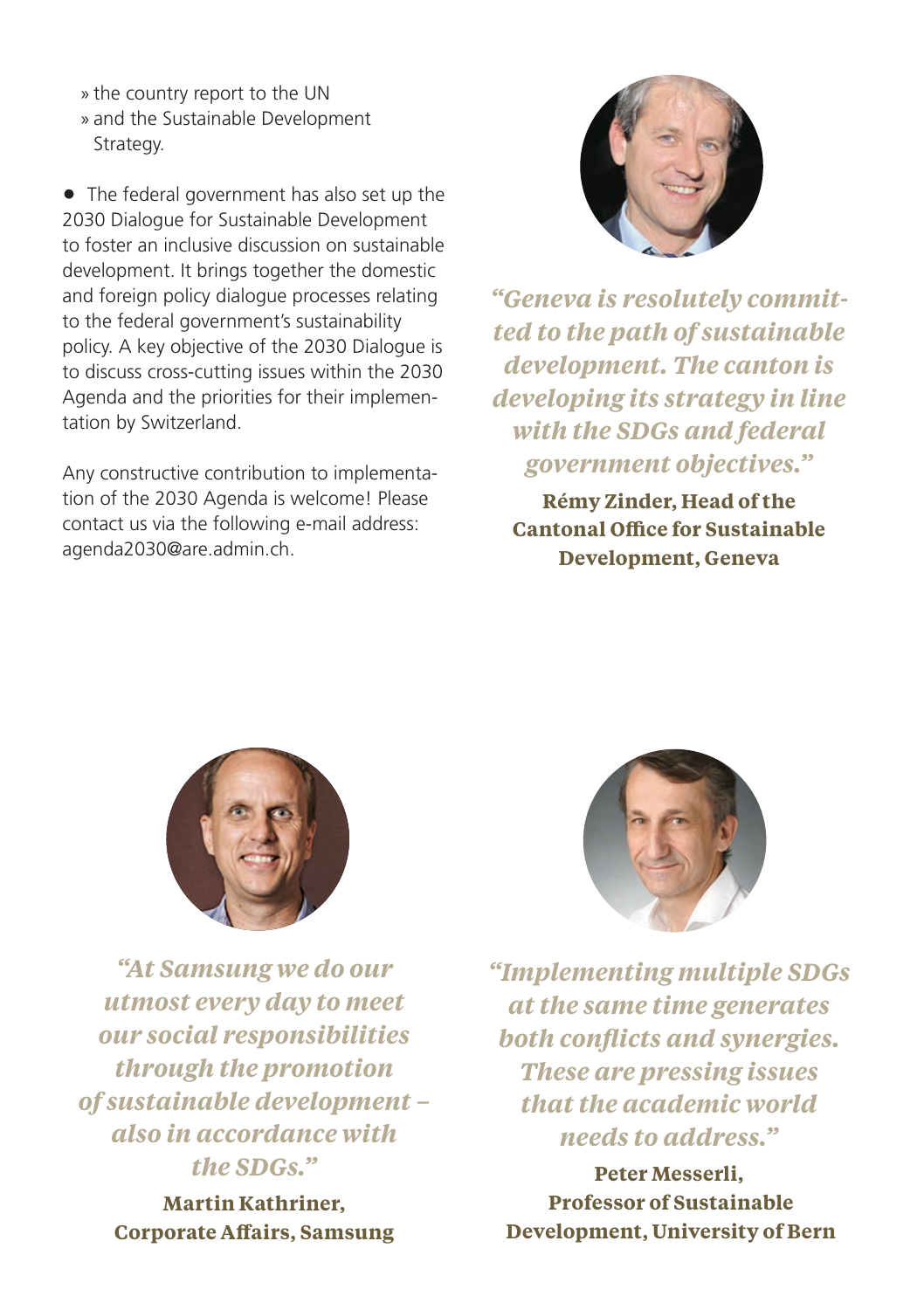» the country report to the UN
» and the Sustainable Development Strategy.

- The federal government has also set up the 2030 Dialogue for Sustainable Development to foster an inclusive discussion on sustainable development. It brings together the domestic and foreign policy dialogue processes relating to the federal government's sustainability policy. A key objective of the 2030 Dialogue is to discuss cross-cutting issues within the 2030 Agenda and the priorities for their implementation by Switzerland.

Any constructive contribution to implementation of the 2030 Agenda is welcome! Please contact us via the following e-mail address: agenda2030@are.admin.ch.

*"Geneva is resolutely committed to the path of sustainable development. The canton is developing its strategy in line with the SDGs and federal government objectives."*

**Rémy Zinder, Head of the Cantonal Office for Sustainable Development, Geneva**

*"At Samsung we do our utmost every day to meet our social responsibilities through the promotion of sustainable development – also in accordance with the SDGs."*

**Martin Kathriner, Corporate Affairs, Samsung**

*"Implementing multiple SDGs at the same time generates both conflicts and synergies. These are pressing issues that the academic world needs to address."*

**Peter Messerli, Professor of Sustainable Development, University of Bern**